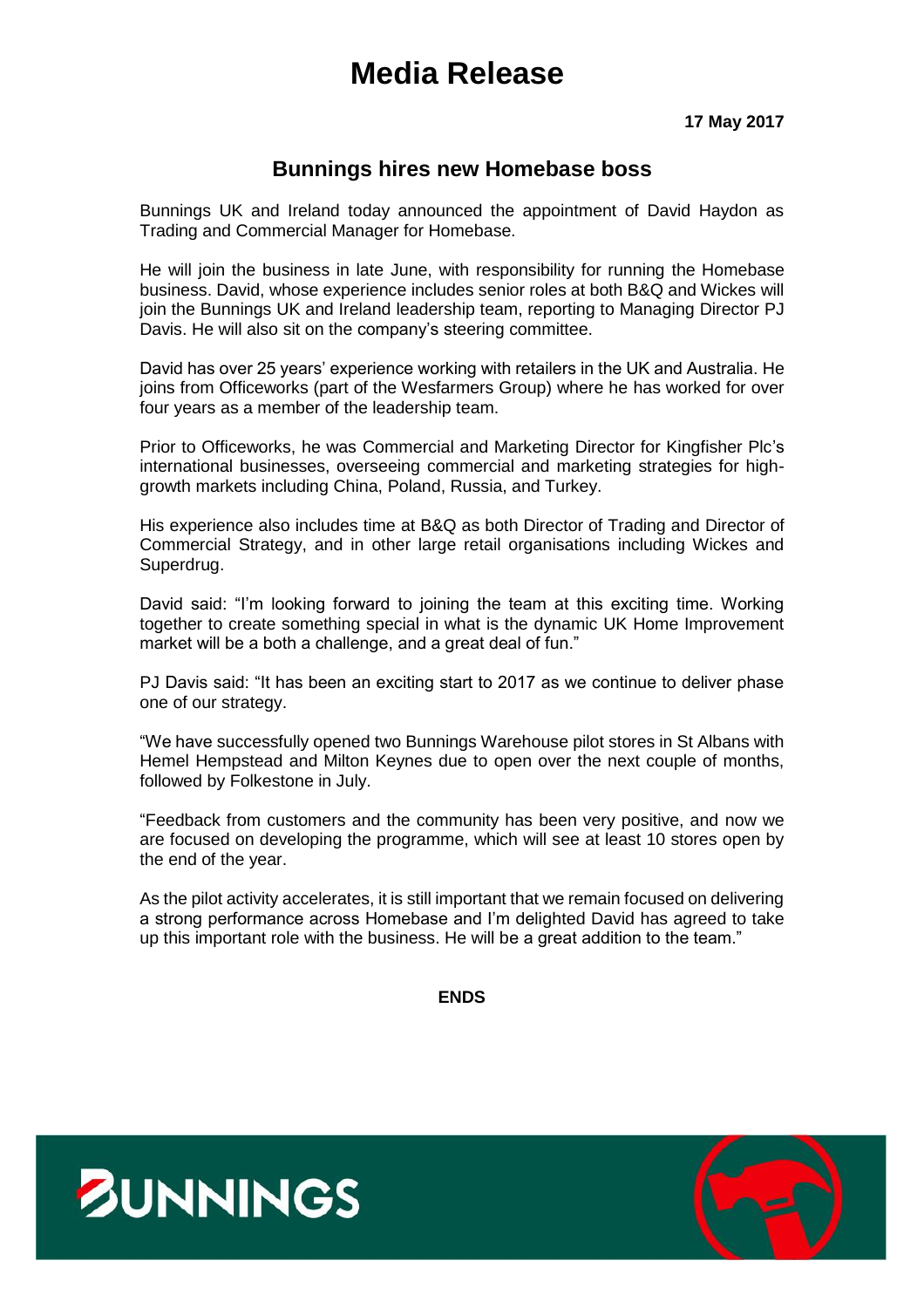# Media Release

**17 May 2017**

## Bunnings hires new Homebase boss

Bunnings UK and Ireland today announced the appointment of David Haydon as Trading and Commercial Manager for Homebase.

He will join the business in late June, with responsibility for running the Homebase business. David, whose experience includes senior roles at both B&Q and Wickes will join the Bunnings UK and Ireland leadership team, reporting to Managing Director PJ Davis. He will also sit on the company's steering committee.

David has over 25 years' experience working with retailers in the UK and Australia. He joins from Officeworks (part of the Wesfarmers Group) where he has worked for over four years as a member of the leadership team.

Prior to Officeworks, he was Commercial and Marketing Director for Kingfisher Plc's international businesses, overseeing commercial and marketing strategies for high-growth markets including China, Poland, Russia, and Turkey.

His experience also includes time at B&Q as both Director of Trading and Director of Commercial Strategy, and in other large retail organisations including Wickes and Superdrug.

David said: "I'm looking forward to joining the team at this exciting time. Working together to create something special in what is the dynamic UK Home Improvement market will be a both a challenge, and a great deal of fun."

PJ Davis said: "It has been an exciting start to 2017 as we continue to deliver phase one of our strategy.

"We have successfully opened two Bunnings Warehouse pilot stores in St Albans with Hemel Hempstead and Milton Keynes due to open over the next couple of months, followed by Folkestone in July.

"Feedback from customers and the community has been very positive, and now we are focused on developing the programme, which will see at least 10 stores open by the end of the year.

As the pilot activity accelerates, it is still important that we remain focused on delivering a strong performance across Homebase and I'm delighted David has agreed to take up this important role with the business. He will be a great addition to the team."

**ENDS**

BUNNINGS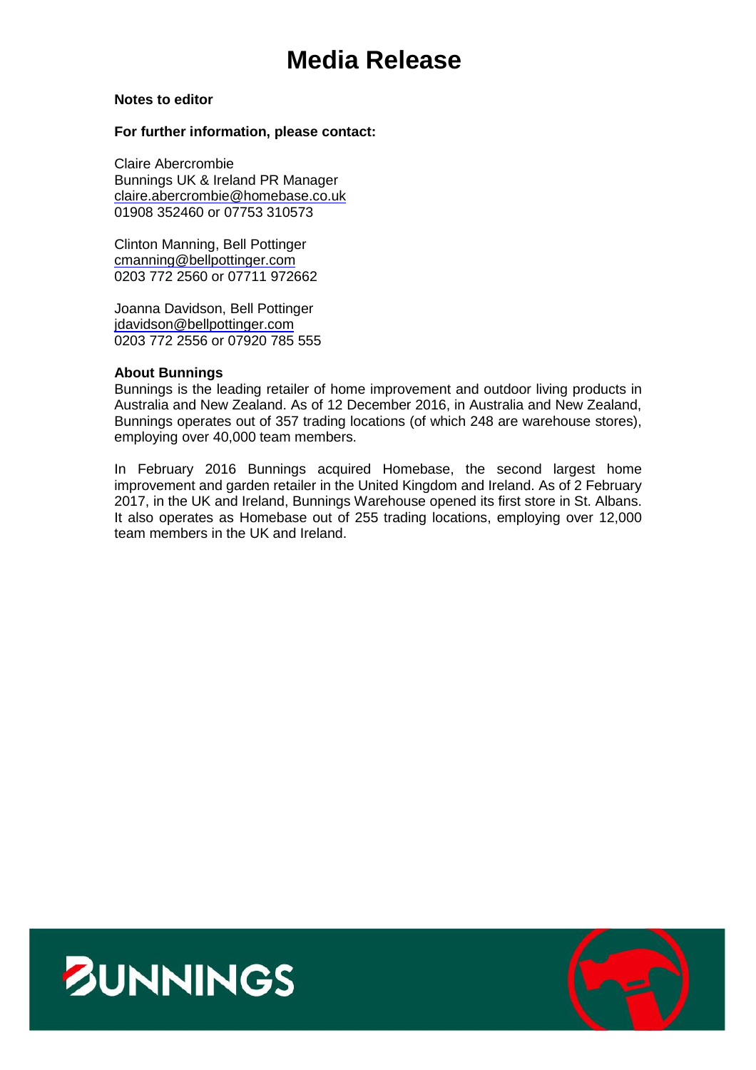# Media Release

**Notes to editor**

**For further information, please contact:**

Claire Abercrombie
Bunnings UK & Ireland PR Manager
claire.abercrombie@homebase.co.uk
01908 352460 or 07753 310573

Clinton Manning, Bell Pottinger
cmanning@bellpottinger.com
0203 772 2560 or 07711 972662

Joanna Davidson, Bell Pottinger
jdavidson@bellpottinger.com
0203 772 2556 or 07920 785 555

**About Bunnings**

Bunnings is the leading retailer of home improvement and outdoor living products in Australia and New Zealand. As of 12 December 2016, in Australia and New Zealand, Bunnings operates out of 357 trading locations (of which 248 are warehouse stores), employing over 40,000 team members.

In February 2016 Bunnings acquired Homebase, the second largest home improvement and garden retailer in the United Kingdom and Ireland. As of 2 February 2017, in the UK and Ireland, Bunnings Warehouse opened its first store in St. Albans. It also operates as Homebase out of 255 trading locations, employing over 12,000 team members in the UK and Ireland.